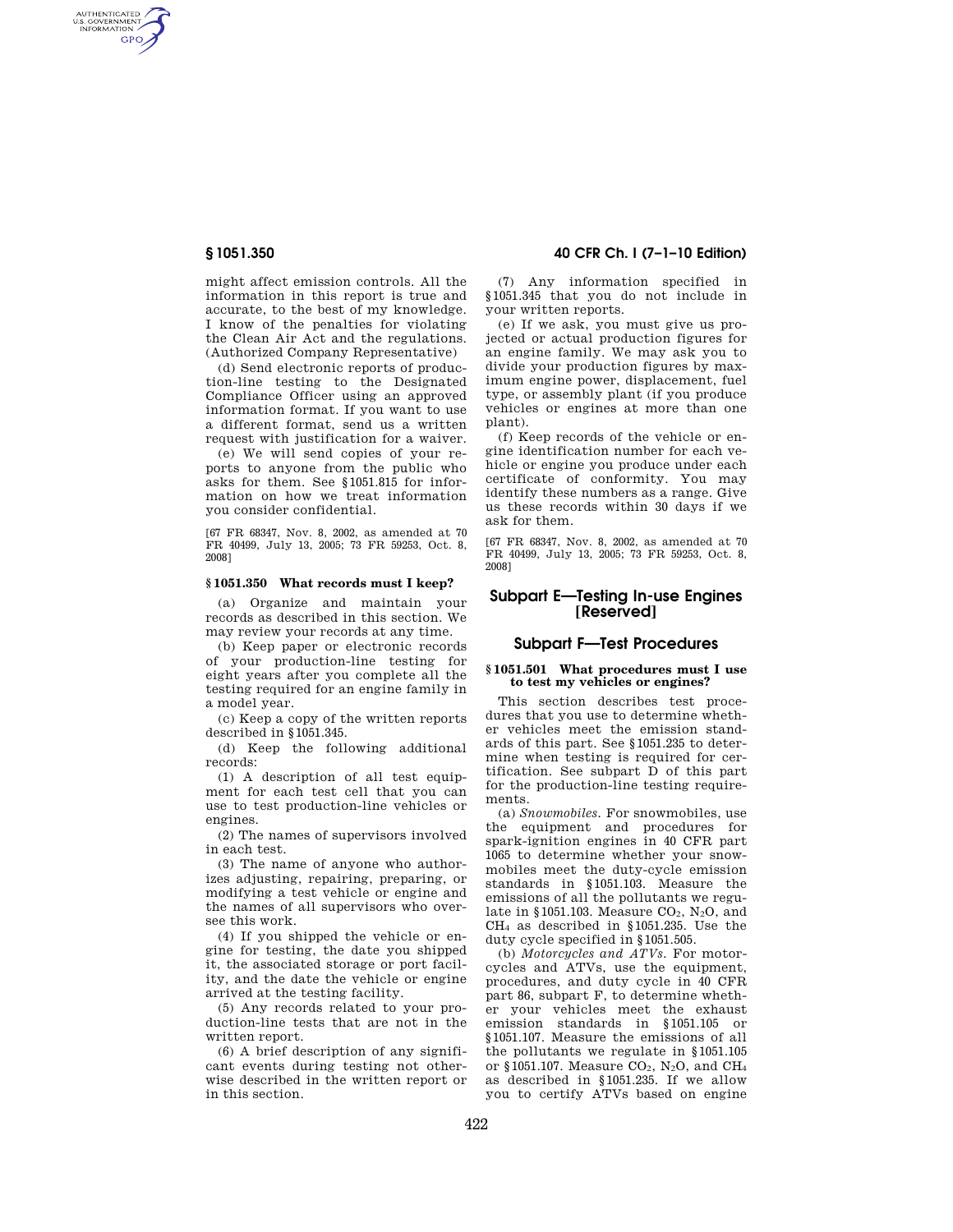might affect emission controls. All the information in this report is true and accurate, to the best of my knowledge. I know of the penalties for violating the Clean Air Act and the regulations. (Authorized Company Representative)

(d) Send electronic reports of production-line testing to the Designated Compliance Officer using an approved information format. If you want to use a different format, send us a written request with justification for a waiver.

(e) We will send copies of your reports to anyone from the public who asks for them. See §1051.815 for information on how we treat information you consider confidential.

[67 FR 68347, Nov. 8, 2002, as amended at 70 FR 40499, July 13, 2005; 73 FR 59253, Oct. 8, 2008]

### §1051.350 What records must I keep?

(a) Organize and maintain your records as described in this section. We may review your records at any time.

(b) Keep paper or electronic records of your production-line testing for eight years after you complete all the testing required for an engine family in a model year.

(c) Keep a copy of the written reports described in §1051.345.

(d) Keep the following additional records:

(1) A description of all test equipment for each test cell that you can use to test production-line vehicles or engines.

(2) The names of supervisors involved in each test.

(3) The name of anyone who authorizes adjusting, repairing, preparing, or modifying a test vehicle or engine and the names of all supervisors who oversee this work.

(4) If you shipped the vehicle or engine for testing, the date you shipped it, the associated storage or port facility, and the date the vehicle or engine arrived at the testing facility.

(5) Any records related to your production-line tests that are not in the written report.

(6) A brief description of any significant events during testing not otherwise described in the written report or in this section.

(7) Any information specified in §1051.345 that you do not include in your written reports.

(e) If we ask, you must give us projected or actual production figures for an engine family. We may ask you to divide your production figures by maximum engine power, displacement, fuel type, or assembly plant (if you produce vehicles or engines at more than one plant).

(f) Keep records of the vehicle or engine identification number for each vehicle or engine you produce under each certificate of conformity. You may identify these numbers as a range. Give us these records within 30 days if we ask for them.

[67 FR 68347, Nov. 8, 2002, as amended at 70 FR 40499, July 13, 2005; 73 FR 59253, Oct. 8, 2008]

## Subpart E—Testing In-use Engines [Reserved]

## Subpart F—Test Procedures

### §1051.501 What procedures must I use to test my vehicles or engines?

This section describes test procedures that you use to determine whether vehicles meet the emission standards of this part. See §1051.235 to determine when testing is required for certification. See subpart D of this part for the production-line testing requirements.

(a) *Snowmobiles.* For snowmobiles, use the equipment and procedures for spark-ignition engines in 40 CFR part 1065 to determine whether your snowmobiles meet the duty-cycle emission standards in §1051.103. Measure the emissions of all the pollutants we regulate in §1051.103. Measure $CO_2$, $N_2O$, and $CH_4$ as described in §1051.235. Use the duty cycle specified in §1051.505.

(b) *Motorcycles and ATVs.* For motorcycles and ATVs, use the equipment, procedures, and duty cycle in 40 CFR part 86, subpart F, to determine whether your vehicles meet the exhaust emission standards in §1051.105 or §1051.107. Measure the emissions of all the pollutants we regulate in §1051.105 or §1051.107. Measure $CO_2$, $N_2O$, and $CH_4$ as described in §1051.235. If we allow you to certify ATVs based on engine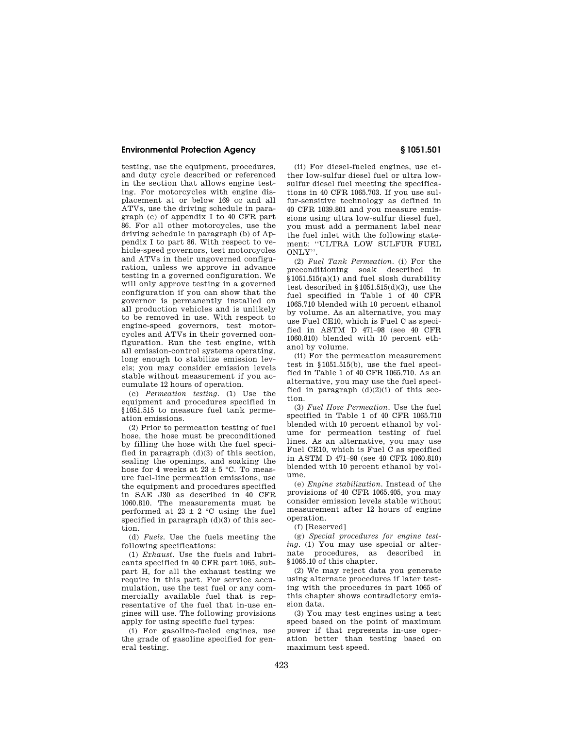testing, use the equipment, procedures, and duty cycle described or referenced in the section that allows engine testing. For motorcycles with engine displacement at or below 169 cc and all ATVs, use the driving schedule in paragraph (c) of appendix I to 40 CFR part 86. For all other motorcycles, use the driving schedule in paragraph (b) of Appendix I to part 86. With respect to vehicle-speed governors, test motorcycles and ATVs in their ungoverned configuration, unless we approve in advance testing in a governed configuration. We will only approve testing in a governed configuration if you can show that the governor is permanently installed on all production vehicles and is unlikely to be removed in use. With respect to engine-speed governors, test motorcycles and ATVs in their governed configuration. Run the test engine, with all emission-control systems operating, long enough to stabilize emission levels; you may consider emission levels stable without measurement if you accumulate 12 hours of operation.

(c) *Permeation testing.* (1) Use the equipment and procedures specified in §1051.515 to measure fuel tank permeation emissions.

(2) Prior to permeation testing of fuel hose, the hose must be preconditioned by filling the hose with the fuel specified in paragraph (d)(3) of this section, sealing the openings, and soaking the hose for 4 weeks at 23 ± 5 °C. To measure fuel-line permeation emissions, use the equipment and procedures specified in SAE J30 as described in 40 CFR 1060.810. The measurements must be performed at 23 ± 2 °C using the fuel specified in paragraph (d)(3) of this section.

(d) *Fuels.* Use the fuels meeting the following specifications:

(1) *Exhaust.* Use the fuels and lubricants specified in 40 CFR part 1065, subpart H, for all the exhaust testing we require in this part. For service accumulation, use the test fuel or any commercially available fuel that is representative of the fuel that in-use engines will use. The following provisions apply for using specific fuel types:

(i) For gasoline-fueled engines, use the grade of gasoline specified for general testing.

(ii) For diesel-fueled engines, use either low-sulfur diesel fuel or ultra low-sulfur diesel fuel meeting the specifications in 40 CFR 1065.703. If you use sulfur-sensitive technology as defined in 40 CFR 1039.801 and you measure emissions using ultra low-sulfur diesel fuel, you must add a permanent label near the fuel inlet with the following statement: "ULTRA LOW SULFUR FUEL ONLY".

(2) *Fuel Tank Permeation.* (i) For the preconditioning soak described in §1051.515(a)(1) and fuel slosh durability test described in §1051.515(d)(3), use the fuel specified in Table 1 of 40 CFR 1065.710 blended with 10 percent ethanol by volume. As an alternative, you may use Fuel CE10, which is Fuel C as specified in ASTM D 471–98 (see 40 CFR 1060.810) blended with 10 percent ethanol by volume.

(ii) For the permeation measurement test in §1051.515(b), use the fuel specified in Table 1 of 40 CFR 1065.710. As an alternative, you may use the fuel specified in paragraph (d)(2)(i) of this section.

(3) *Fuel Hose Permeation.* Use the fuel specified in Table 1 of 40 CFR 1065.710 blended with 10 percent ethanol by volume for permeation testing of fuel lines. As an alternative, you may use Fuel CE10, which is Fuel C as specified in ASTM D 471–98 (see 40 CFR 1060.810) blended with 10 percent ethanol by volume.

(e) *Engine stabilization.* Instead of the provisions of 40 CFR 1065.405, you may consider emission levels stable without measurement after 12 hours of engine operation.

(f) [Reserved]

(g) *Special procedures for engine testing.* (1) You may use special or alternate procedures, as described in §1065.10 of this chapter.

(2) We may reject data you generate using alternate procedures if later testing with the procedures in part 1065 of this chapter shows contradictory emission data.

(3) You may test engines using a test speed based on the point of maximum power if that represents in-use operation better than testing based on maximum test speed.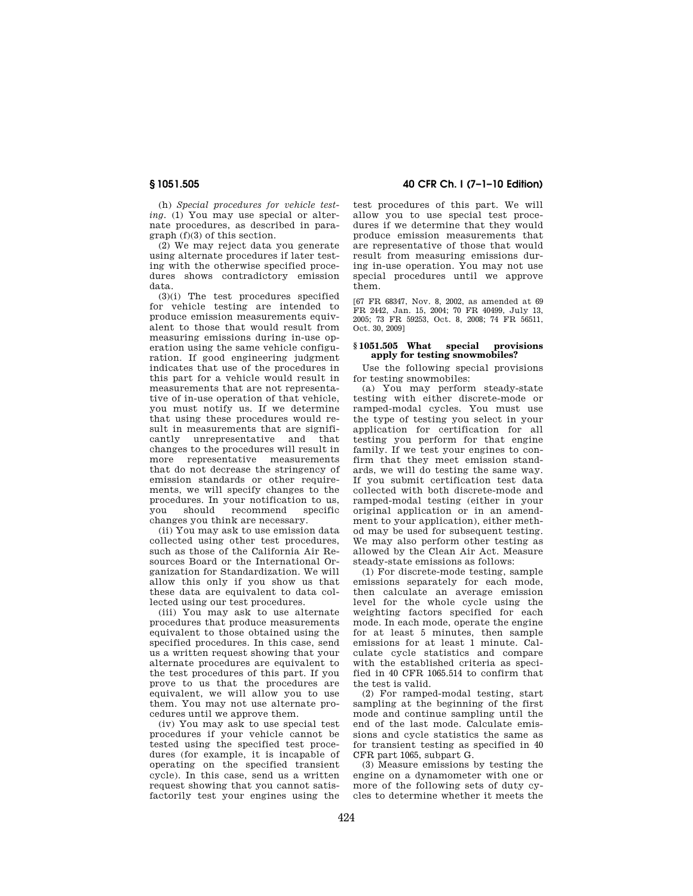(h) *Special procedures for vehicle testing*. (1) You may use special or alternate procedures, as described in paragraph (f)(3) of this section.

(2) We may reject data you generate using alternate procedures if later testing with the otherwise specified procedures shows contradictory emission data.

(3)(i) The test procedures specified for vehicle testing are intended to produce emission measurements equivalent to those that would result from measuring emissions during in-use operation using the same vehicle configuration. If good engineering judgment indicates that use of the procedures in this part for a vehicle would result in measurements that are not representative of in-use operation of that vehicle, you must notify us. If we determine that using these procedures would result in measurements that are significantly unrepresentative and that changes to the procedures will result in more representative measurements that do not decrease the stringency of emission standards or other requirements, we will specify changes to the procedures. In your notification to us, you should recommend specific changes you think are necessary.

(ii) You may ask to use emission data collected using other test procedures, such as those of the California Air Resources Board or the International Organization for Standardization. We will allow this only if you show us that these data are equivalent to data collected using our test procedures.

(iii) You may ask to use alternate procedures that produce measurements equivalent to those obtained using the specified procedures. In this case, send us a written request showing that your alternate procedures are equivalent to the test procedures of this part. If you prove to us that the procedures are equivalent, we will allow you to use them. You may not use alternate procedures until we approve them.

(iv) You may ask to use special test procedures if your vehicle cannot be tested using the specified test procedures (for example, it is incapable of operating on the specified transient cycle). In this case, send us a written request showing that you cannot satisfactorily test your engines using the test procedures of this part. We will allow you to use special test procedures if we determine that they would produce emission measurements that are representative of those that would result from measuring emissions during in-use operation. You may not use special procedures until we approve them.

[67 FR 68347, Nov. 8, 2002, as amended at 69 FR 2442, Jan. 15, 2004; 70 FR 40499, July 13, 2005; 73 FR 59253, Oct. 8, 2008; 74 FR 56511, Oct. 30, 2009]

## § 1051.505 What special provisions apply for testing snowmobiles?

Use the following special provisions for testing snowmobiles:

(a) You may perform steady-state testing with either discrete-mode or ramped-modal cycles. You must use the type of testing you select in your application for certification for all testing you perform for that engine family. If we test your engines to confirm that they meet emission standards, we will do testing the same way. If you submit certification test data collected with both discrete-mode and ramped-modal testing (either in your original application or in an amendment to your application), either method may be used for subsequent testing. We may also perform other testing as allowed by the Clean Air Act. Measure steady-state emissions as follows:

(1) For discrete-mode testing, sample emissions separately for each mode, then calculate an average emission level for the whole cycle using the weighting factors specified for each mode. In each mode, operate the engine for at least 5 minutes, then sample emissions for at least 1 minute. Calculate cycle statistics and compare with the established criteria as specified in 40 CFR 1065.514 to confirm that the test is valid.

(2) For ramped-modal testing, start sampling at the beginning of the first mode and continue sampling until the end of the last mode. Calculate emissions and cycle statistics the same as for transient testing as specified in 40 CFR part 1065, subpart G.

(3) Measure emissions by testing the engine on a dynamometer with one or more of the following sets of duty cycles to determine whether it meets the